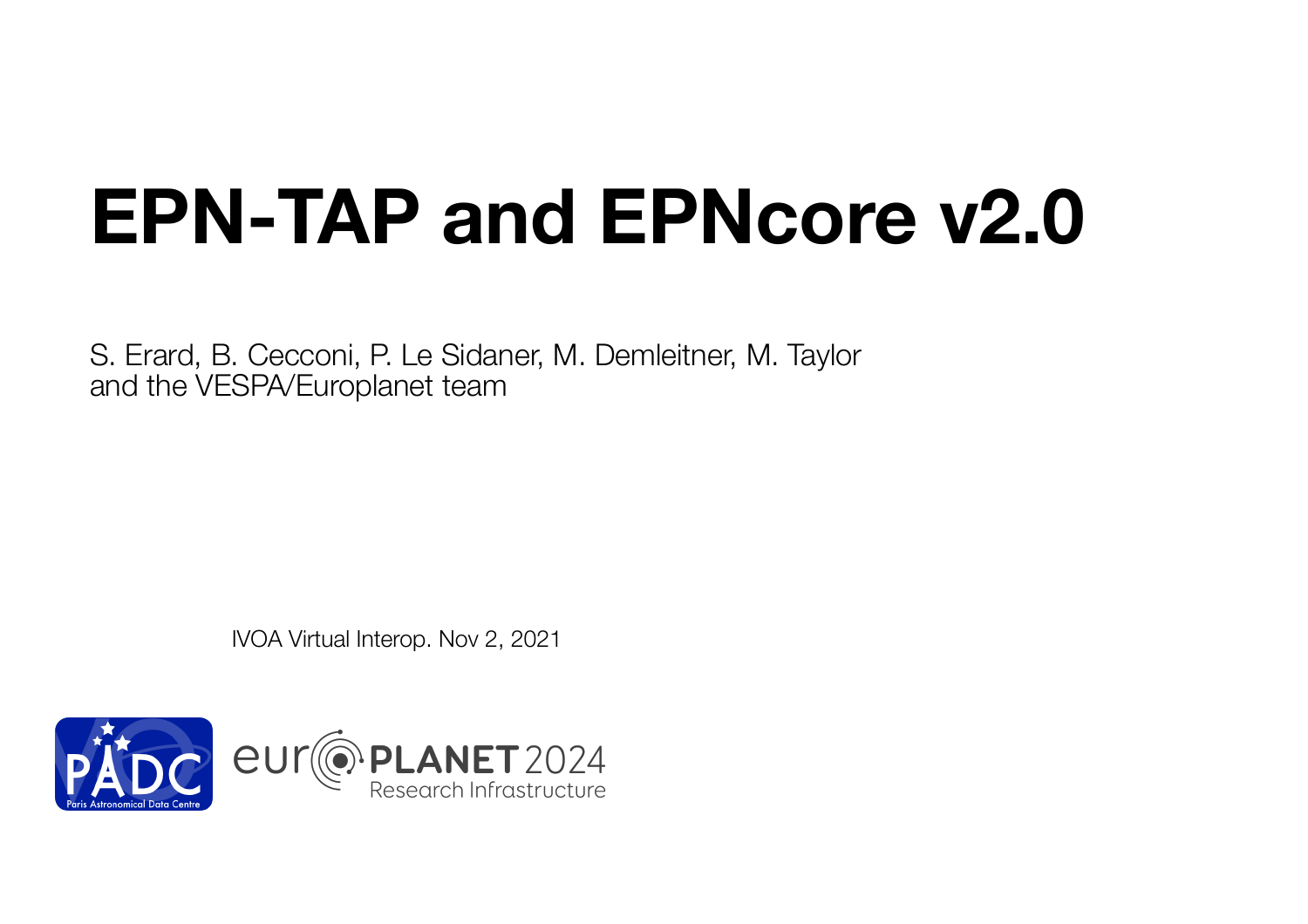# EPN-TAP and EPNcore v2.0

S. Erard, B. Cecconi, P. Le Sidaner, M. Demleitner, M. Taylor
and the VESPA/Europlanet team

IVOA Virtual Interop. Nov 2, 2021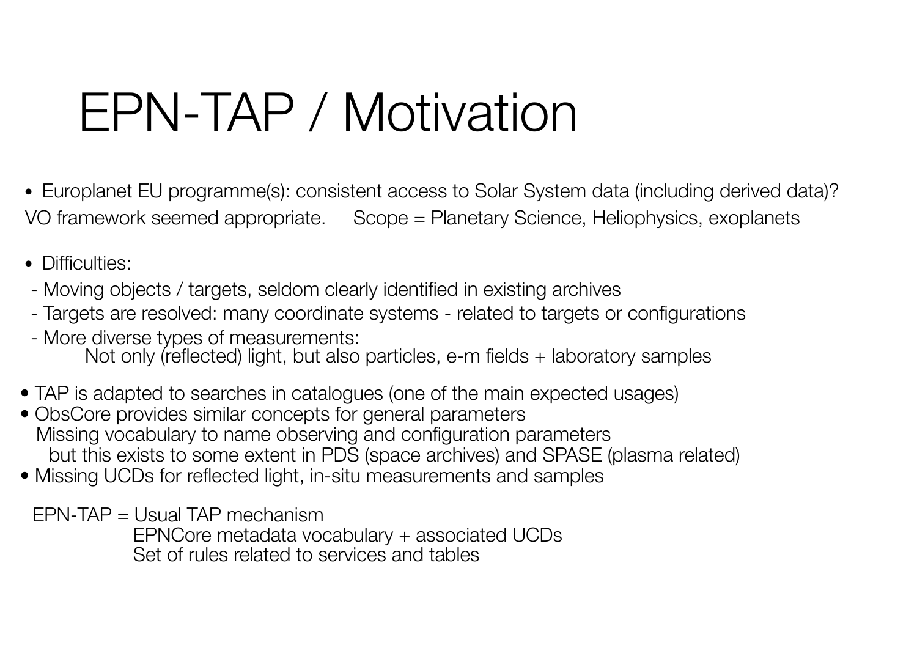# EPN-TAP / Motivation

- Europlanet EU programme(s): consistent access to Solar System data (including derived data)?

VO framework seemed appropriate.     Scope = Planetary Science, Heliophysics, exoplanets

- Difficulties:
  - Moving objects / targets, seldom clearly identified in existing archives
  - Targets are resolved: many coordinate systems - related to targets or configurations
  - More diverse types of measurements:
    Not only (reflected) light, but also particles, e-m fields + laboratory samples

- TAP is adapted to searches in catalogues (one of the main expected usages)
- ObsCore provides similar concepts for general parameters
  Missing vocabulary to name observing and configuration parameters
  but this exists to some extent in PDS (space archives) and SPASE (plasma related)
- Missing UCDs for reflected light, in-situ measurements and samples

EPN-TAP = Usual TAP mechanism
EPNCore metadata vocabulary + associated UCDs
Set of rules related to services and tables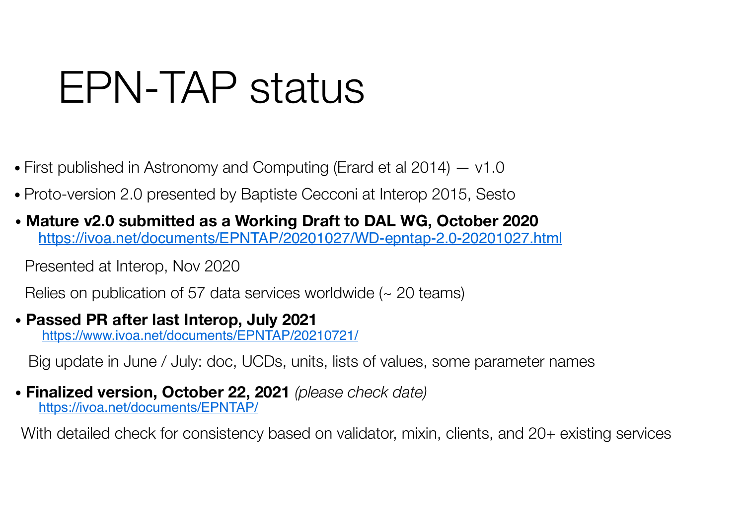# EPN-TAP status

- First published in Astronomy and Computing (Erard et al 2014) — v1.0
- Proto-version 2.0 presented by Baptiste Cecconi at Interop 2015, Sesto
- **Mature v2.0 submitted as a Working Draft to DAL WG, October 2020**
  https://ivoa.net/documents/EPNTAP/20201027/WD-epntap-2.0-20201027.html

  Presented at Interop, Nov 2020

  Relies on publication of 57 data services worldwide (~ 20 teams)
- **Passed PR after last Interop, July 2021**
  https://www.ivoa.net/documents/EPNTAP/20210721/

  Big update in June / July: doc, UCDs, units, lists of values, some parameter names
- **Finalized version, October 22, 2021** *(please check date)*
  https://ivoa.net/documents/EPNTAP/

  With detailed check for consistency based on validator, mixin, clients, and 20+ existing services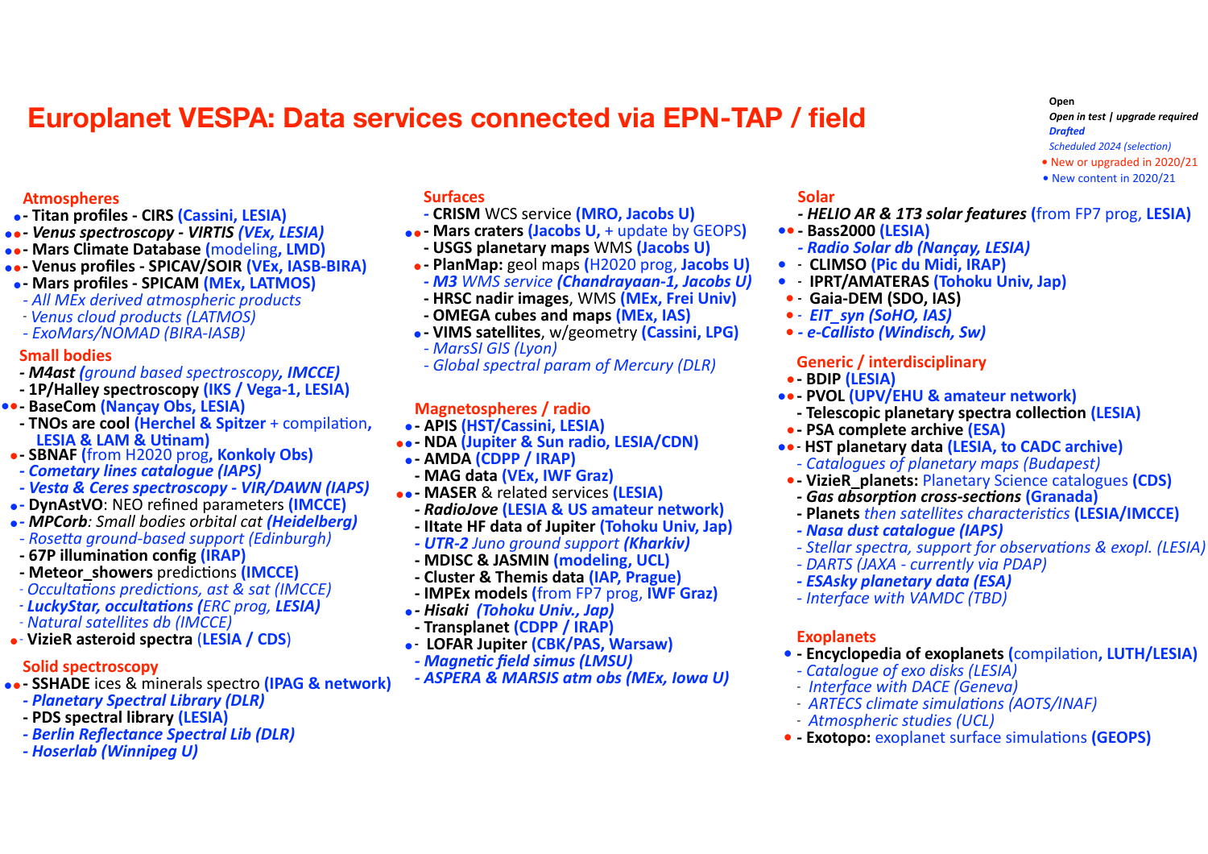# Europlanet VESPA: Data services connected via EPN-TAP / field

**Open**
***Open in test | upgrade required***
***Drafted***
*Scheduled 2024 (selection)*
• New or upgraded in 2020/21
• New content in 2020/21

## Atmospheres

- • - **Titan profiles - CIRS (Cassini, LESIA)**
- •• - ***Venus spectroscopy - VIRTIS (VEx, LESIA)***
- •• - **Mars Climate Database** (modeling, **LMD)**
- •• - **Venus profiles - SPICAV/SOIR (VEx, IASB-BIRA)**
- • - **Mars profiles - SPICAM (MEx, LATMOS)**
- *- All MEx derived atmospheric products*
- *- Venus cloud products (LATMOS)*
- *- ExoMars/NOMAD (BIRA-IASB)*

## Small bodies

- ***- M4ast** (ground based spectroscopy, **IMCCE)***
- **- 1P/Halley spectroscopy (IKS / Vega-1, LESIA)**
- •• - **BaseCom (Nançay Obs, LESIA)**
- **- TNOs are cool (Herchel & Spitzer** + compilation, **LESIA & LAM & Utinam)**
- • - **SBNAF (**from H2020 prog**, Konkoly Obs)**
- ***- Cometary lines catalogue (IAPS)***
- ***- Vesta & Ceres spectroscopy - VIR/DAWN (IAPS)***
- • - **DynAstVO**: NEO refined parameters **(IMCCE)**
- • - ***MPCorb**: Small bodies orbital cat **(Heidelberg)***
- *- Rosetta ground-based support (Edinburgh)*
- **- 67P illumination config (IRAP)**
- **- Meteor_showers** predictions **(IMCCE)**
- *- Occultations predictions, ast & sat (IMCCE)*
- ***- LuckyStar, occultations** (ERC prog, **LESIA)***
- *- Natural satellites db (IMCCE)*
- • - **VizieR asteroid spectra** (**LESIA / CDS**)

## Solid spectroscopy

- •• - **SSHADE** ices & minerals spectro **(IPAG & network)**
- ***- Planetary Spectral Library (DLR)***
- **- PDS spectral library (LESIA)**
- ***- Berlin Reflectance Spectral Lib (DLR)***
- ***- Hoserlab (Winnipeg U)***

## Surfaces

- **- CRISM** WCS service **(MRO, Jacobs U)**
- •• - **Mars craters (Jacobs U,** + update by GEOPS**)**
- **- USGS planetary maps** WMS **(Jacobs U)**
- • - **PlanMap:** geol maps (H2020 prog, **Jacobs U)**
- ***- M3** WMS service **(Chandrayaan-1, Jacobs U)***
- **- HRSC nadir images**, WMS **(MEx, Frei Univ)**
- **- OMEGA cubes and maps (MEx, IAS)**
- • - **VIMS satellites**, w/geometry **(Cassini, LPG)**
- *- MarsSI GIS (Lyon)*
- *- Global spectral param of Mercury (DLR)*

## Magnetospheres / radio

- • - **APIS (HST/Cassini, LESIA)**
- •• - **NDA (Jupiter & Sun radio, LESIA/CDN)**
- • - **AMDA (CDPP / IRAP)**
- **- MAG data (VEx, IWF Graz)**
- •• - **MASER** & related services **(LESIA)**
- ***- RadioJove** **(LESIA & US amateur network)***
- **- IItate HF data of Jupiter (Tohoku Univ, Jap)**
- ***- UTR-2** Juno ground support **(Kharkiv)***
- **- MDISC & JASMIN (modeling, UCL)**
- **- Cluster & Themis data (IAP, Prague)**
- **- IMPEx models** (from FP7 prog, **IWF Graz)**
- • - ***Hisaki (Tohoku Univ., Jap)***
- **- Transplanet (CDPP / IRAP)**
- • - **LOFAR Jupiter (CBK/PAS, Warsaw)**
- ***- Magnetic field simus (LMSU)***
- ***- ASPERA & MARSIS atm obs (MEx, Iowa U)***

## Solar

- ***- HELIO AR & 1T3 solar features** (from FP7 prog, **LESIA)***
- •• - **Bass2000 (LESIA)**
- ***- Radio Solar db (Nançay, LESIA)***
- • - **CLIMSO (Pic du Midi, IRAP)**
- • - **IPRT/AMATERAS (Tohoku Univ, Jap)**
- • - **Gaia-DEM (SDO, IAS)**
- • - ***EIT_syn (SoHO, IAS)***
- • - ***e-Callisto (Windisch, Sw)***

## Generic / interdisciplinary

- • - **BDIP (LESIA)**
- •• - **PVOL (UPV/EHU & amateur network)**
- **- Telescopic planetary spectra collection (LESIA)**
- • - **PSA complete archive (ESA)**
- •• - **HST planetary data (LESIA, to CADC archive)**
- *- Catalogues of planetary maps (Budapest)*
- • - **VizieR_planets:** Planetary Science catalogues **(CDS)**
- ***- Gas absorption cross-sections (Granada)***
- **- Planets** *then satellites characteristics* **(LESIA/IMCCE)**
- ***- Nasa dust catalogue (IAPS)***
- *- Stellar spectra, support for observations & exopl. (LESIA)*
- *- DARTS (JAXA - currently via PDAP)*
- ***- ESAsky planetary data (ESA)***
- *- Interface with VAMDC (TBD)*

## Exoplanets

- • - **Encyclopedia of exoplanets** (compilation**, LUTH/LESIA)**
- *- Catalogue of exo disks (LESIA)*
- *- Interface with DACE (Geneva)*
- *- ARTECS climate simulations (AOTS/INAF)*
- *- Atmospheric studies (UCL)*
- • - **Exotopo:** exoplanet surface simulations **(GEOPS)**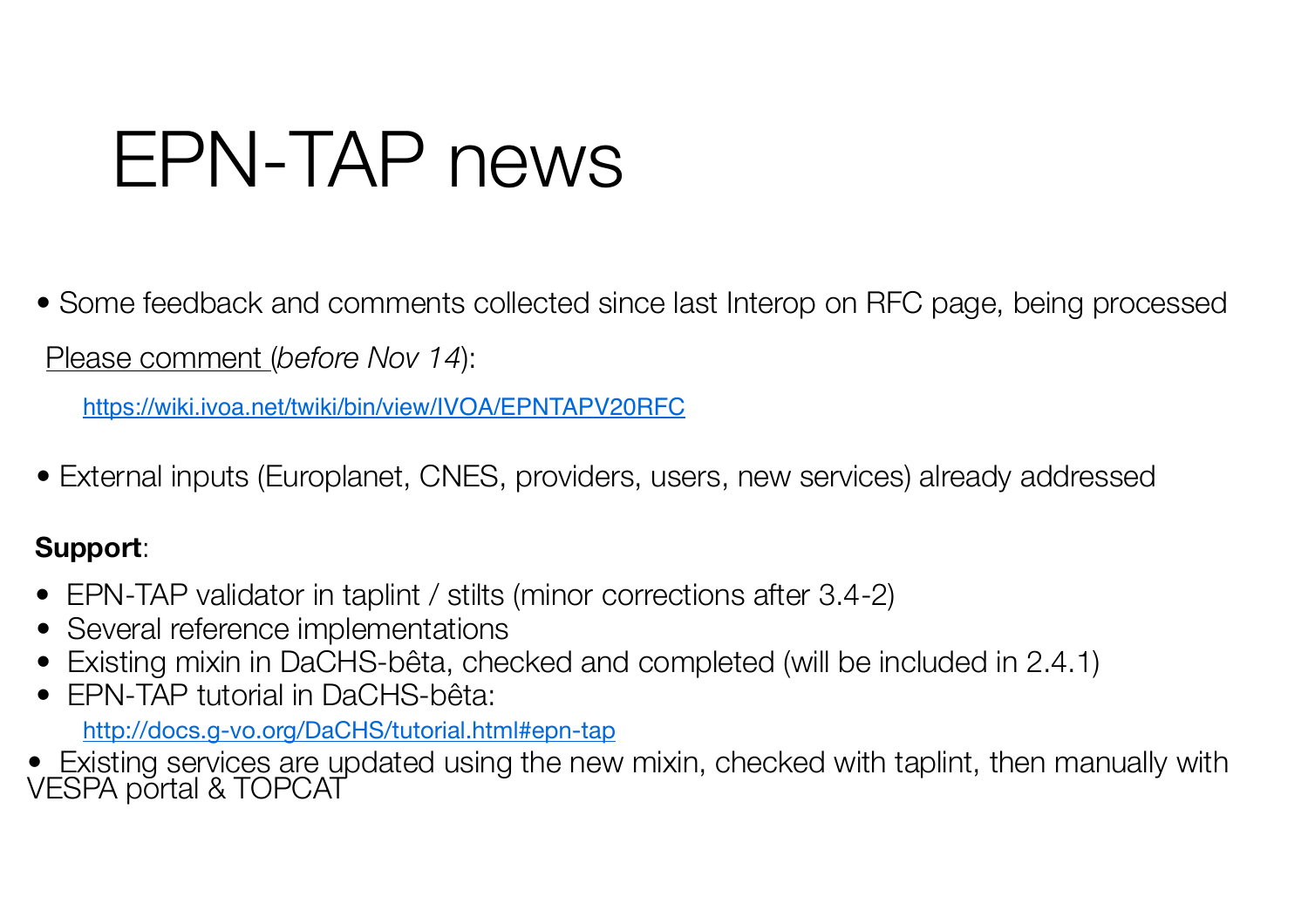# EPN-TAP news

- Some feedback and comments collected since last Interop on RFC page, being processed

Please comment (*before Nov 14*):

https://wiki.ivoa.net/twiki/bin/view/IVOA/EPNTAPV20RFC

- External inputs (Europlanet, CNES, providers, users, new services) already addressed

**Support**:

- EPN-TAP validator in taplint / stilts (minor corrections after 3.4-2)
- Several reference implementations
- Existing mixin in DaCHS-bêta, checked and completed (will be included in 2.4.1)
- EPN-TAP tutorial in DaCHS-bêta:

  http://docs.g-vo.org/DaCHS/tutorial.html#epn-tap

- Existing services are updated using the new mixin, checked with taplint, then manually with VESPA portal & TOPCAT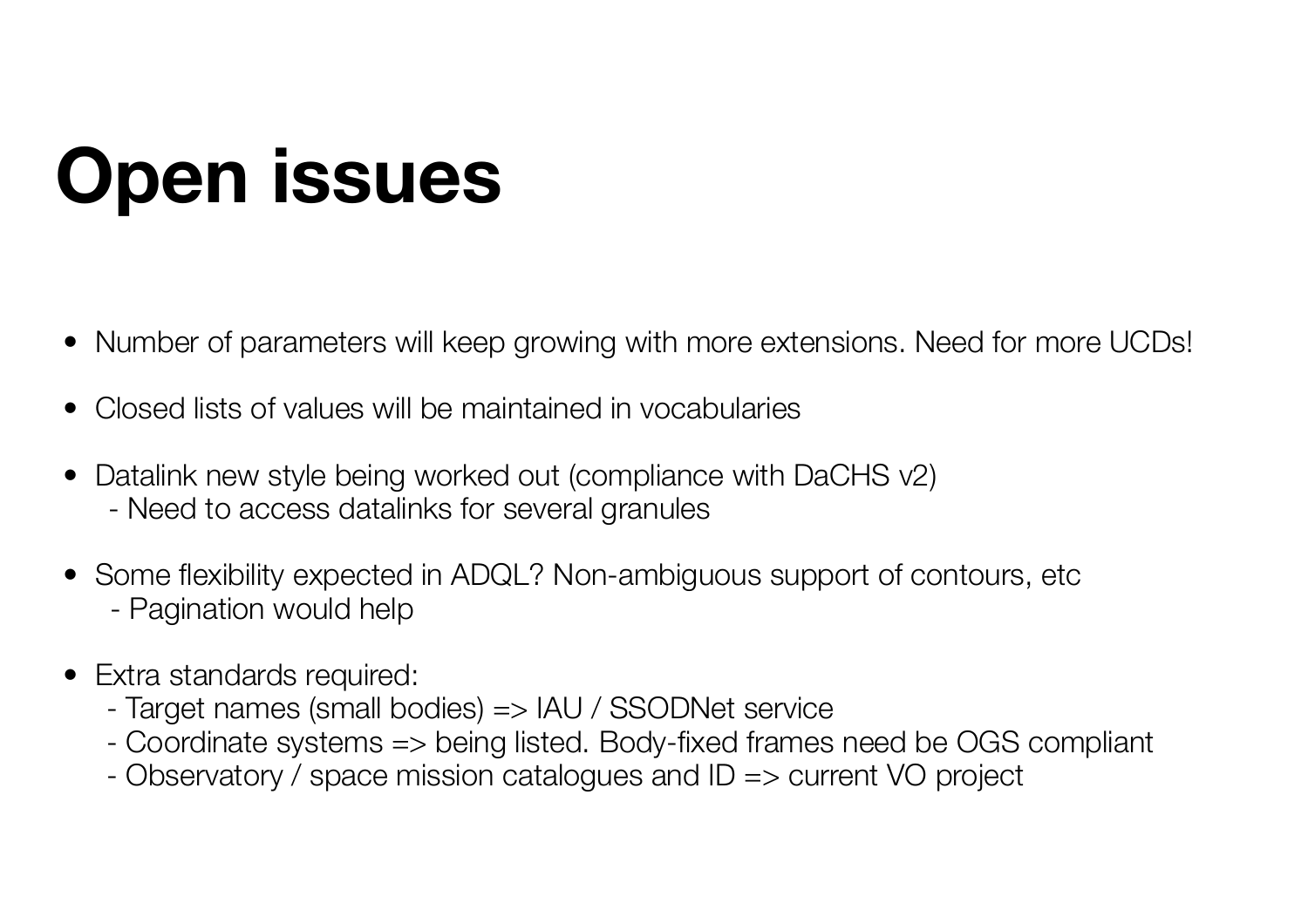# Open issues

- Number of parameters will keep growing with more extensions. Need for more UCDs!
- Closed lists of values will be maintained in vocabularies
- Datalink new style being worked out (compliance with DaCHS v2)
  - Need to access datalinks for several granules
- Some flexibility expected in ADQL? Non-ambiguous support of contours, etc
  - Pagination would help
- Extra standards required:
  - Target names (small bodies) => IAU / SSODNet service
  - Coordinate systems => being listed. Body-fixed frames need be OGS compliant
  - Observatory / space mission catalogues and ID => current VO project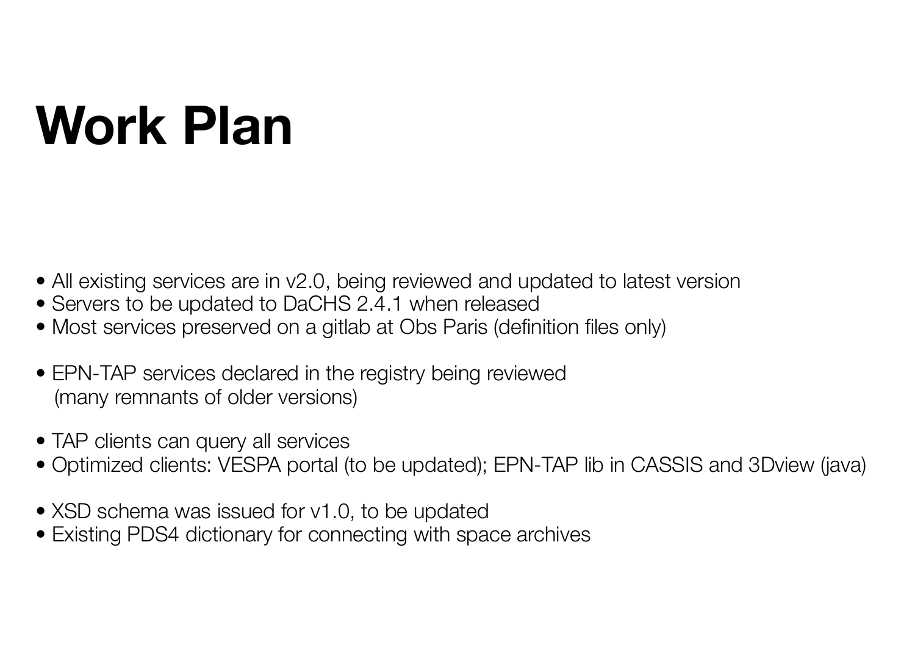# Work Plan

- All existing services are in v2.0, being reviewed and updated to latest version
- Servers to be updated to DaCHS 2.4.1 when released
- Most services preserved on a gitlab at Obs Paris (definition files only)

- EPN-TAP services declared in the registry being reviewed
  (many remnants of older versions)

- TAP clients can query all services
- Optimized clients: VESPA portal (to be updated); EPN-TAP lib in CASSIS and 3Dview (java)

- XSD schema was issued for v1.0, to be updated
- Existing PDS4 dictionary for connecting with space archives